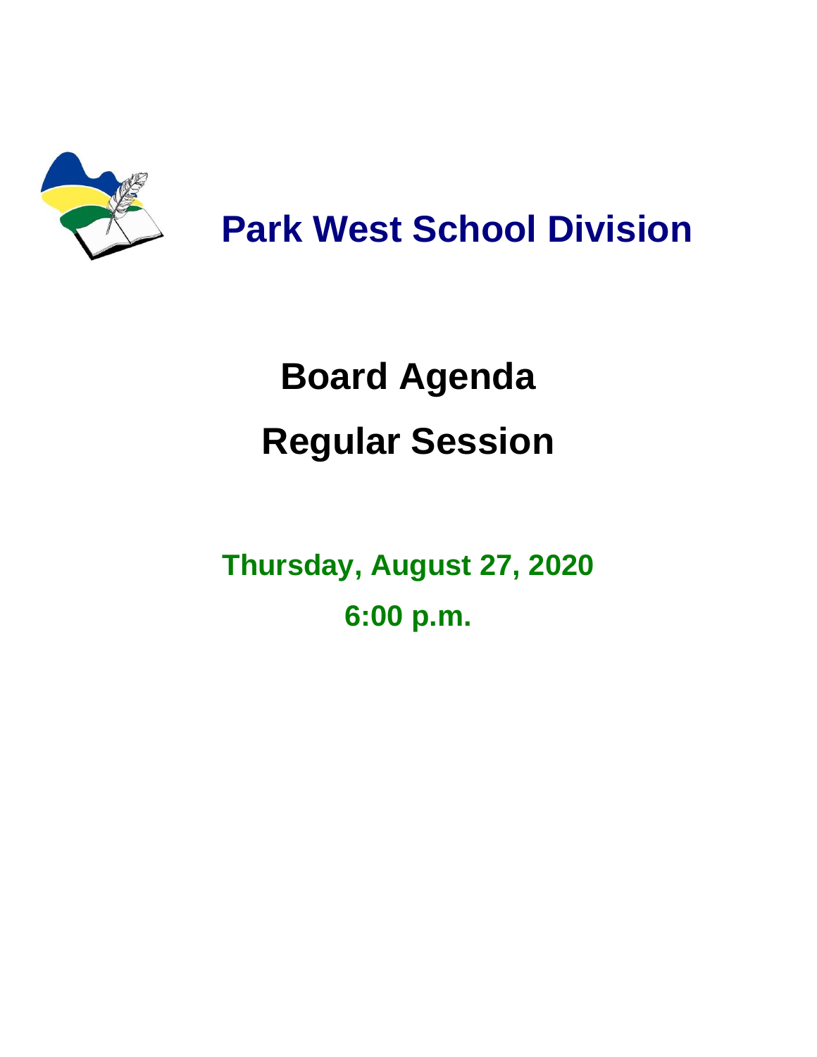# Park West School Division

# Board Agenda

# Regular Session

## Thursday, August 27, 2020

## 6:00 p.m.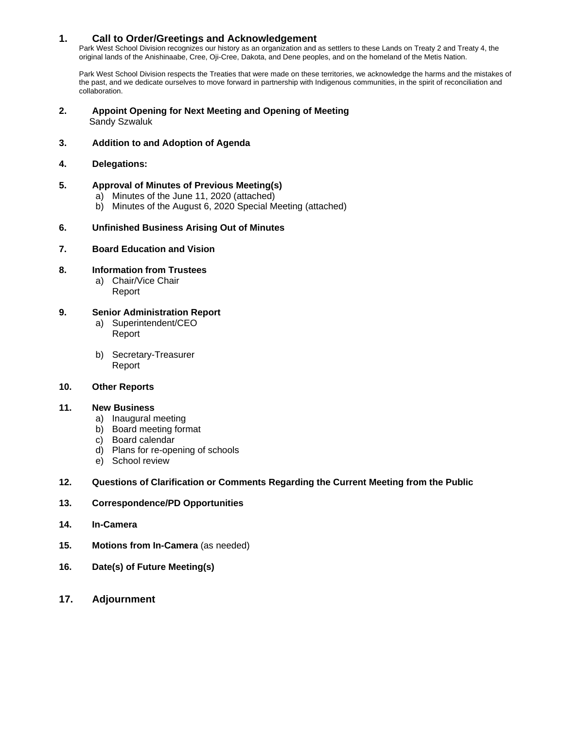## 1. Call to Order/Greetings and Acknowledgement

Park West School Division recognizes our history as an organization and as settlers to these Lands on Treaty 2 and Treaty 4, the original lands of the Anishinaabe, Cree, Oji-Cree, Dakota, and Dene peoples, and on the homeland of the Metis Nation.

Park West School Division respects the Treaties that were made on these territories, we acknowledge the harms and the mistakes of the past, and we dedicate ourselves to move forward in partnership with Indigenous communities, in the spirit of reconciliation and collaboration.

## 2. Appoint Opening for Next Meeting and Opening of Meeting

Sandy Szwaluk

## 3. Addition to and Adoption of Agenda

## 4. Delegations:

## 5. Approval of Minutes of Previous Meeting(s)

a) Minutes of the June 11, 2020 (attached)
b) Minutes of the August 6, 2020 Special Meeting (attached)

## 6. Unfinished Business Arising Out of Minutes

## 7. Board Education and Vision

## 8. Information from Trustees

a) Chair/Vice Chair
   Report

## 9. Senior Administration Report

a) Superintendent/CEO
   Report

b) Secretary-Treasurer
   Report

## 10. Other Reports

## 11. New Business

a) Inaugural meeting
b) Board meeting format
c) Board calendar
d) Plans for re-opening of schools
e) School review

## 12. Questions of Clarification or Comments Regarding the Current Meeting from the Public

## 13. Correspondence/PD Opportunities

## 14. In-Camera

## 15. Motions from In-Camera (as needed)

## 16. Date(s) of Future Meeting(s)

## 17. Adjournment